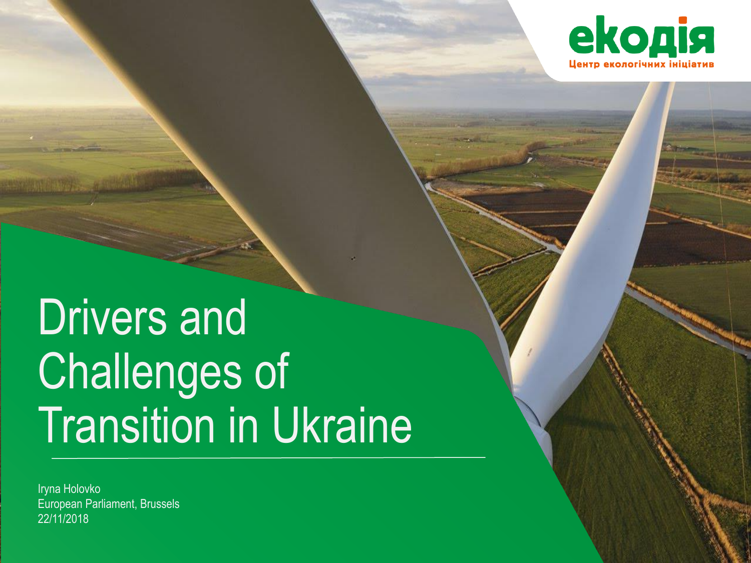екодія

Центр екологічних ініціатив

# Drivers and Challenges of Transition in Ukraine

Iryna Holovko
European Parliament, Brussels
22/11/2018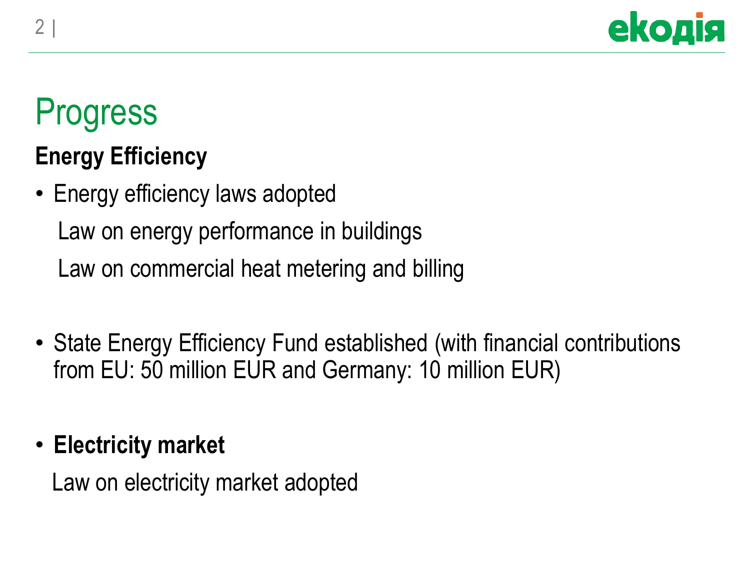# Progress

## Energy Efficiency

- Energy efficiency laws adopted

  Law on energy performance in buildings

  Law on commercial heat metering and billing

- State Energy Efficiency Fund established (with financial contributions from EU: 50 million EUR and Germany: 10 million EUR)

- **Electricity market**

  Law on electricity market adopted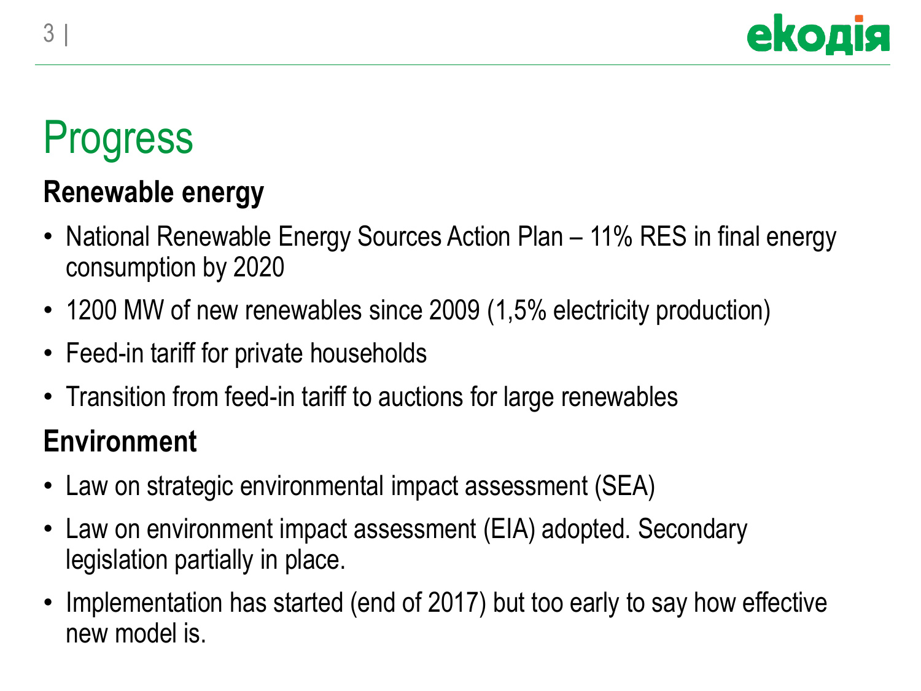# Progress

## Renewable energy

- National Renewable Energy Sources Action Plan – 11% RES in final energy consumption by 2020
- 1200 MW of new renewables since 2009 (1,5% electricity production)
- Feed-in tariff for private households
- Transition from feed-in tariff to auctions for large renewables

## Environment

- Law on strategic environmental impact assessment (SEA)
- Law on environment impact assessment (EIA) adopted. Secondary legislation partially in place.
- Implementation has started (end of 2017) but too early to say how effective new model is.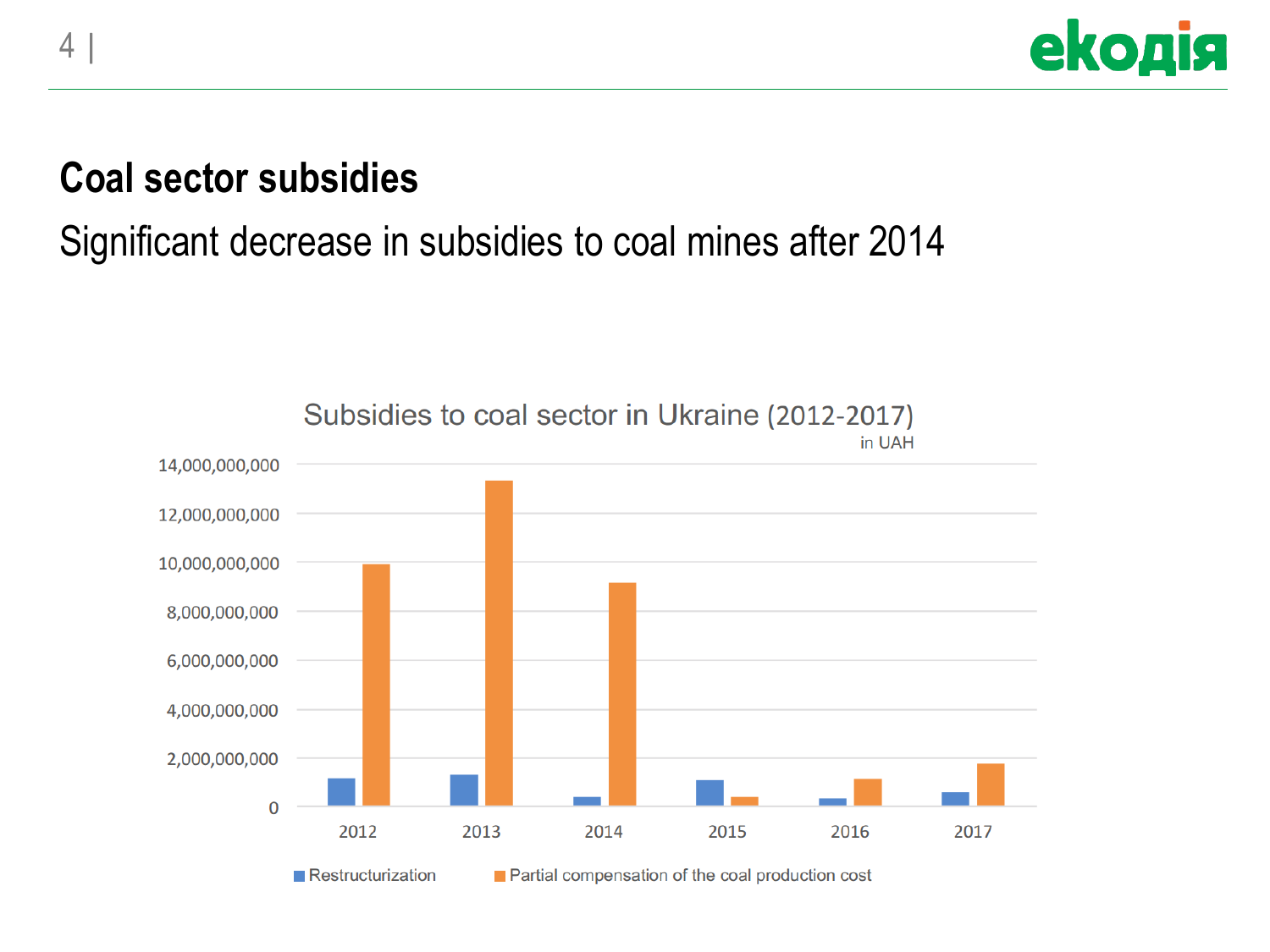## Coal sector subsidies

Significant decrease in subsidies to coal mines after 2014

Subsidies to coal sector in Ukraine (2012-2017)

in UAH

14,000,000,000
12,000,000,000
10,000,000,000
8,000,000,000
6,000,000,000
4,000,000,000
2,000,000,000
0

2012 2013 2014 2015 2016 2017

Restructurization
Partial compensation of the coal production cost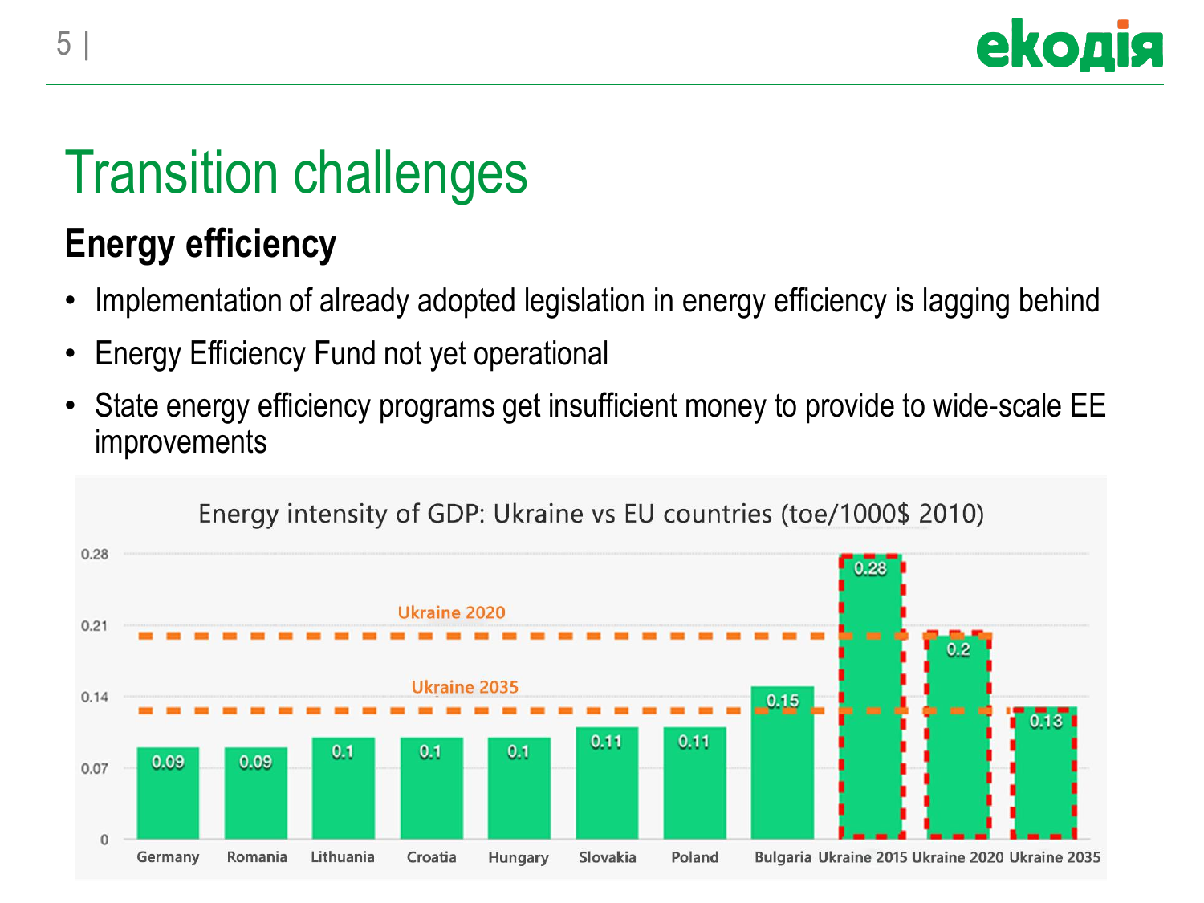# Transition challenges

## Energy efficiency

- Implementation of already adopted legislation in energy efficiency is lagging behind
- Energy Efficiency Fund not yet operational
- State energy efficiency programs get insufficient money to provide to wide-scale EE improvements

Energy intensity of GDP: Ukraine vs EU countries (toe/1000$ 2010)

| Country | Energy intensity |
| --- | --- |
| Germany | 0.09 |
| Romania | 0.09 |
| Lithuania | 0.1 |
| Croatia | 0.1 |
| Hungary | 0.1 |
| Slovakia | 0.11 |
| Poland | 0.11 |
| Bulgaria | 0.15 |
| Ukraine 2015 | 0.28 |
| Ukraine 2020 | 0.2 |
| Ukraine 2035 | 0.13 |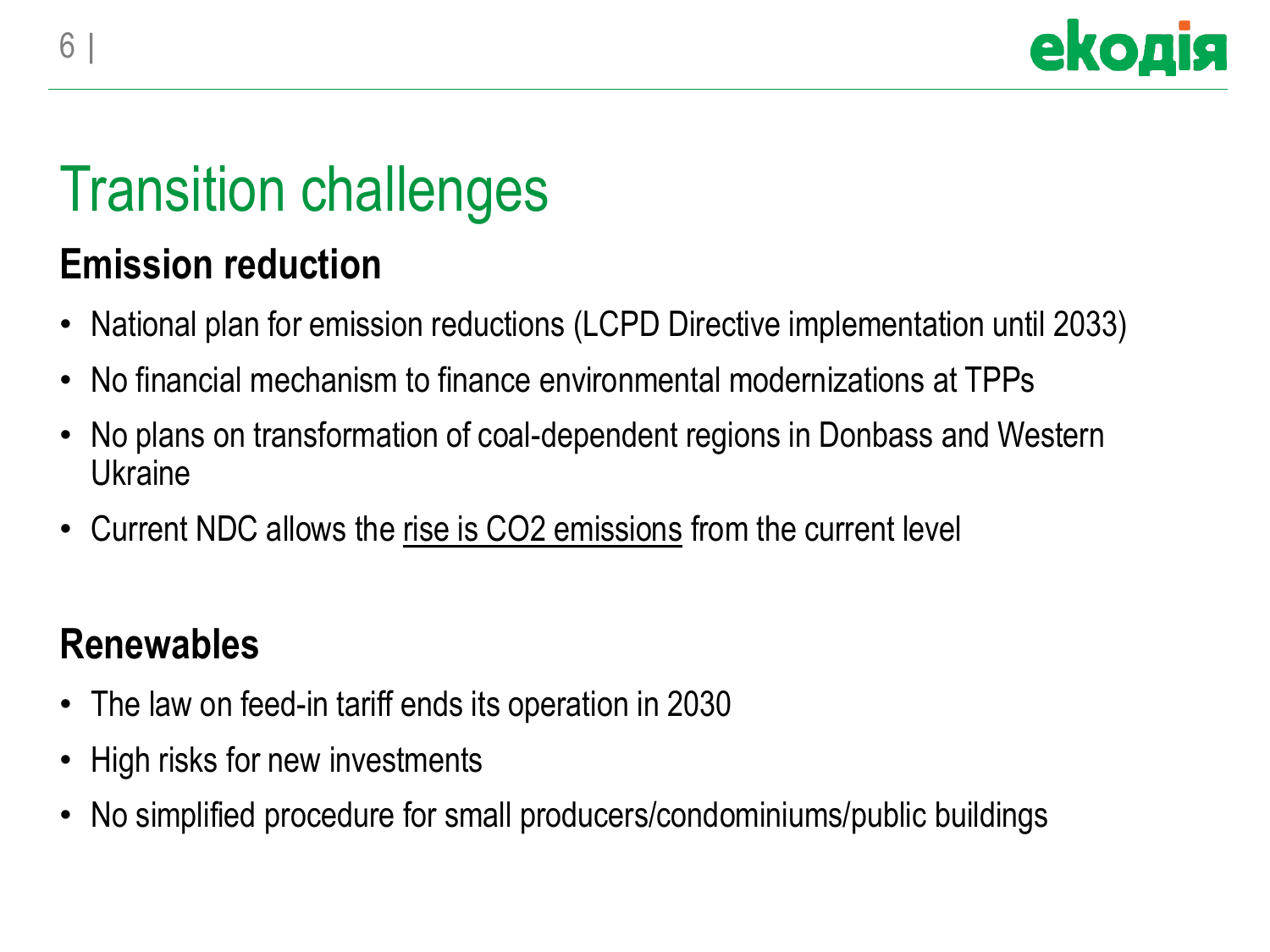# Transition challenges

## Emission reduction

- National plan for emission reductions (LCPD Directive implementation until 2033)
- No financial mechanism to finance environmental modernizations at TPPs
- No plans on transformation of coal-dependent regions in Donbass and Western Ukraine
- Current NDC allows the <u>rise is CO2 emissions</u> from the current level

## Renewables

- The law on feed-in tariff ends its operation in 2030
- High risks for new investments
- No simplified procedure for small producers/condominiums/public buildings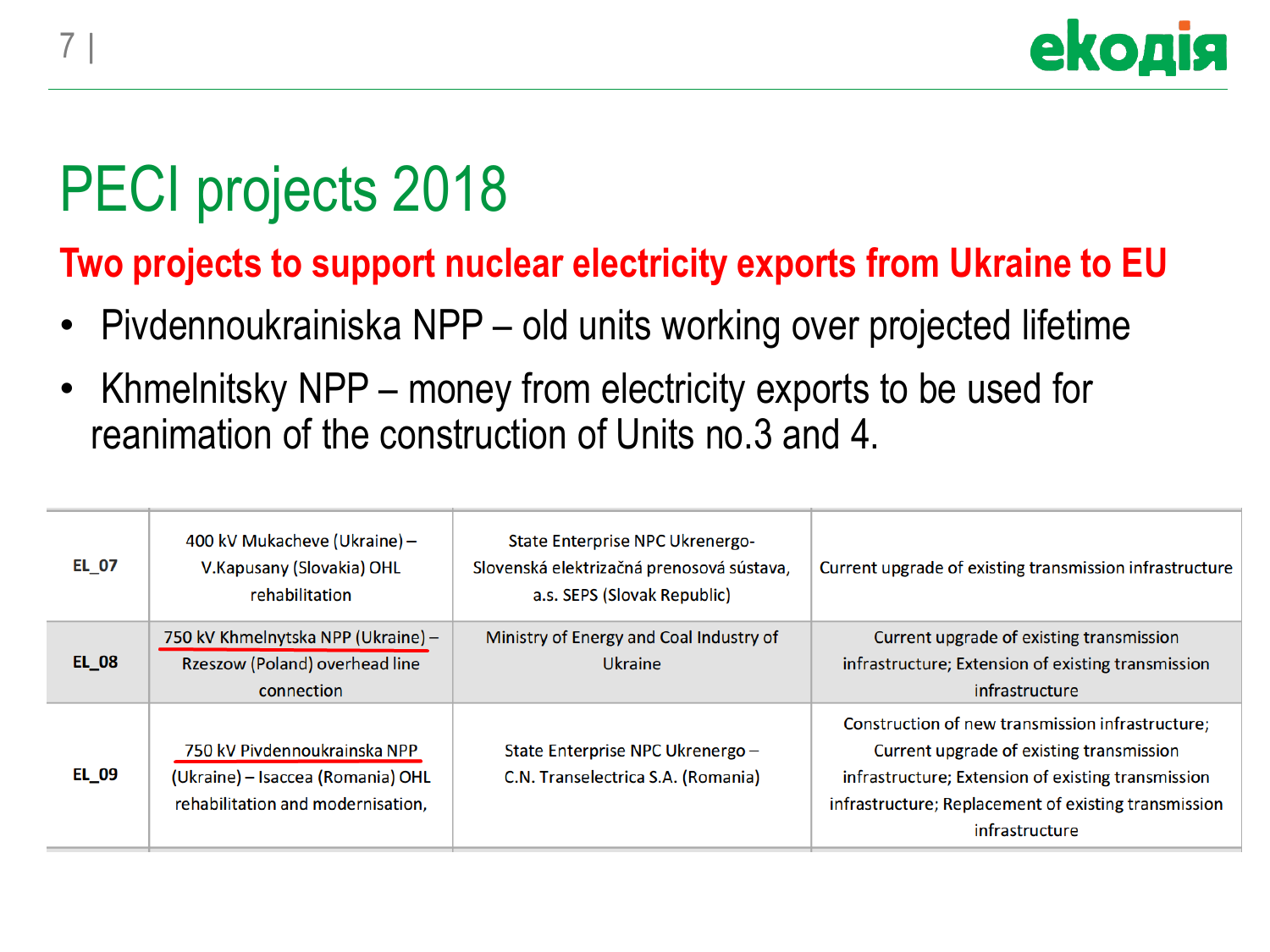# PECI projects 2018

**Two projects to support nuclear electricity exports from Ukraine to EU**

- Pivdennoukrainiska NPP – old units working over projected lifetime
- Khmelnitsky NPP – money from electricity exports to be used for reanimation of the construction of Units no.3 and 4.

| | | | |
|---|---|---|---|
| **EL_07** | 400 kV Mukacheve (Ukraine) – V.Kapusany (Slovakia) OHL rehabilitation | State Enterprise NPC Ukrenergo- Slovenská elektrizačná prenosová sústava, a.s. SEPS (Slovak Republic) | Current upgrade of existing transmission infrastructure |
| **EL_08** | 750 kV Khmelnytska NPP (Ukraine) – Rzeszow (Poland) overhead line connection | Ministry of Energy and Coal Industry of Ukraine | Current upgrade of existing transmission infrastructure; Extension of existing transmission infrastructure |
| **EL_09** | 750 kV Pivdennoukrainska NPP (Ukraine) – Isaccea (Romania) OHL rehabilitation and modernisation, | State Enterprise NPC Ukrenergo – C.N. Transelectrica S.A. (Romania) | Construction of new transmission infrastructure; Current upgrade of existing transmission infrastructure; Extension of existing transmission infrastructure; Replacement of existing transmission infrastructure |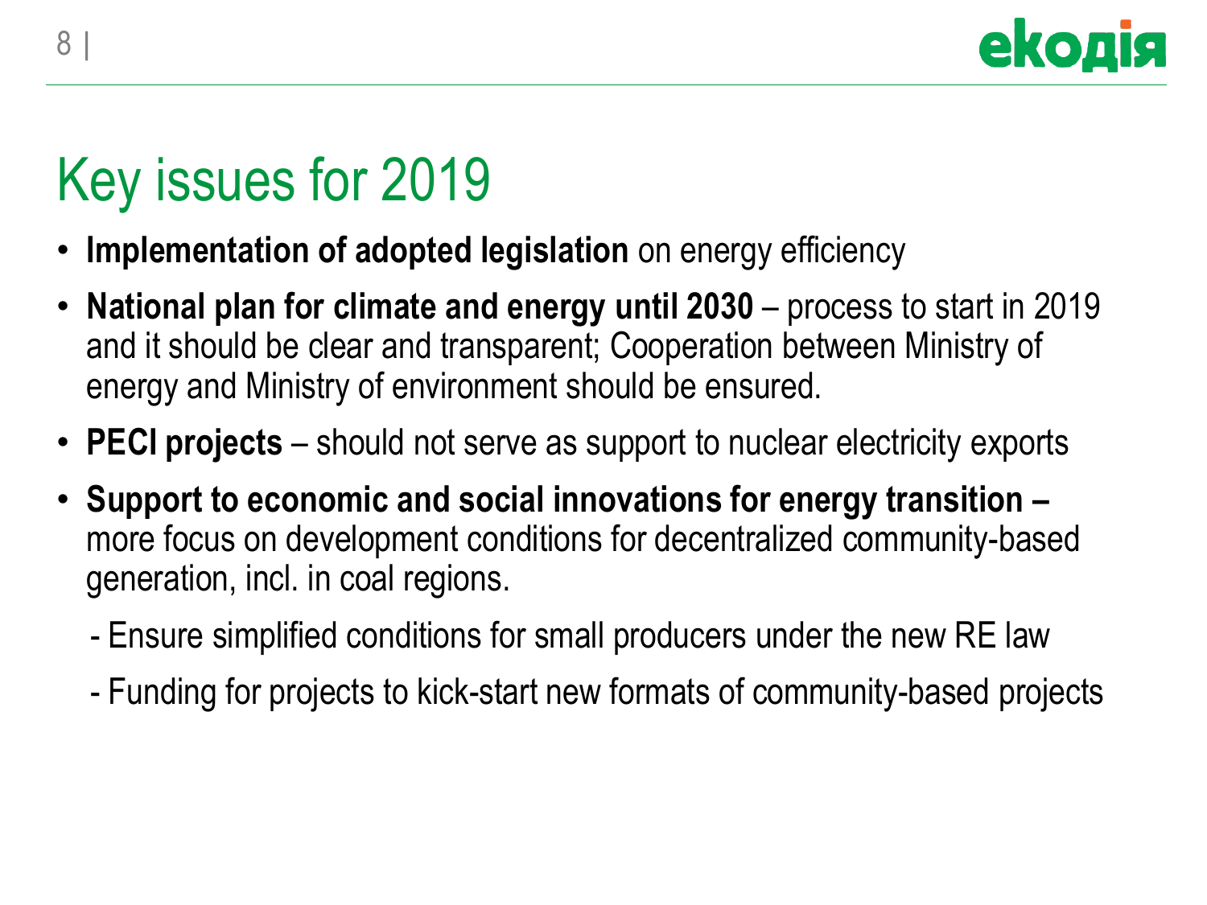# Key issues for 2019

- **Implementation of adopted legislation** on energy efficiency
- **National plan for climate and energy until 2030** – process to start in 2019 and it should be clear and transparent; Cooperation between Ministry of energy and Ministry of environment should be ensured.
- **PECI projects** – should not serve as support to nuclear electricity exports
- **Support to economic and social innovations for energy transition –** more focus on development conditions for decentralized community-based generation, incl. in coal regions.
  - Ensure simplified conditions for small producers under the new RE law
  - Funding for projects to kick-start new formats of community-based projects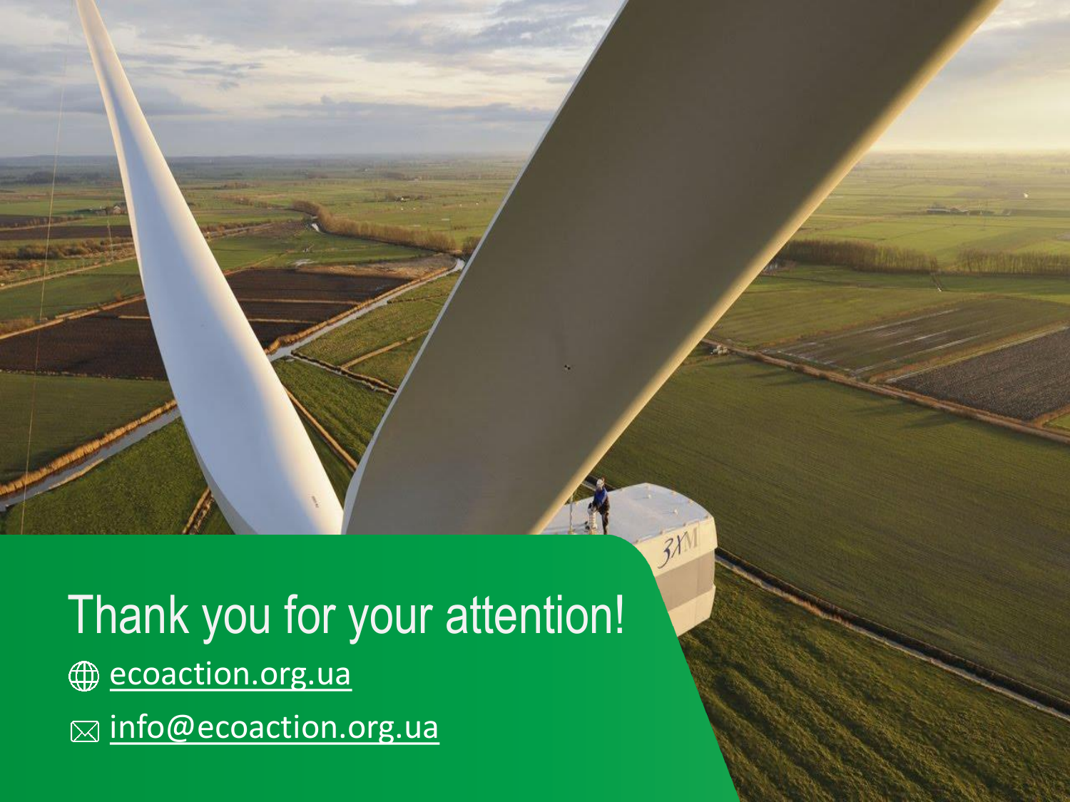Thank you for your attention!

ecoaction.org.ua

info@ecoaction.org.ua